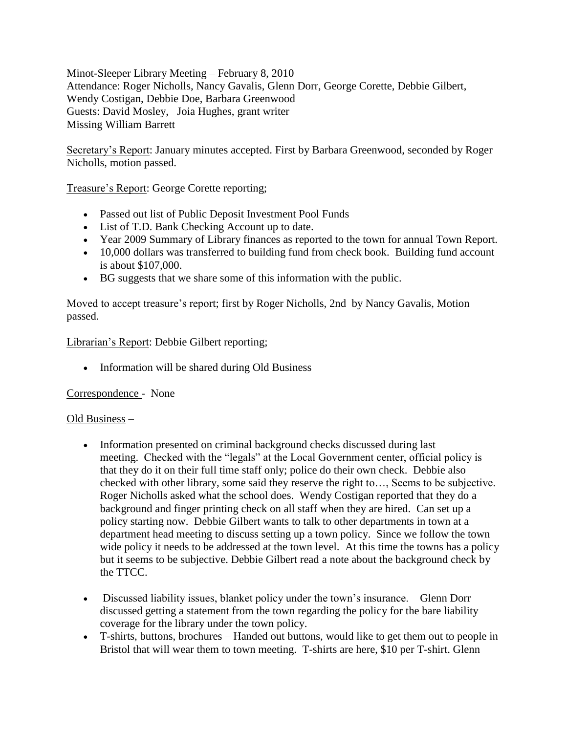Minot-Sleeper Library Meeting – February 8, 2010
Attendance: Roger Nicholls, Nancy Gavalis, Glenn Dorr, George Corette, Debbie Gilbert, Wendy Costigan, Debbie Doe, Barbara Greenwood
Guests: David Mosley, Joia Hughes, grant writer
Missing William Barrett

<u>Secretary's Report</u>: January minutes accepted. First by Barbara Greenwood, seconded by Roger Nicholls, motion passed.

<u>Treasure's Report</u>: George Corette reporting;

- Passed out list of Public Deposit Investment Pool Funds
- List of T.D. Bank Checking Account up to date.
- Year 2009 Summary of Library finances as reported to the town for annual Town Report.
- 10,000 dollars was transferred to building fund from check book. Building fund account is about $107,000.
- BG suggests that we share some of this information with the public.

Moved to accept treasure's report; first by Roger Nicholls, 2nd by Nancy Gavalis, Motion passed.

<u>Librarian's Report</u>: Debbie Gilbert reporting;

- Information will be shared during Old Business

<u>Correspondence</u> - None

<u>Old Business</u> –

- Information presented on criminal background checks discussed during last meeting. Checked with the "legals" at the Local Government center, official policy is that they do it on their full time staff only; police do their own check. Debbie also checked with other library, some said they reserve the right to…, Seems to be subjective. Roger Nicholls asked what the school does. Wendy Costigan reported that they do a background and finger printing check on all staff when they are hired. Can set up a policy starting now. Debbie Gilbert wants to talk to other departments in town at a department head meeting to discuss setting up a town policy. Since we follow the town wide policy it needs to be addressed at the town level. At this time the towns has a policy but it seems to be subjective. Debbie Gilbert read a note about the background check by the TTCC.

- Discussed liability issues, blanket policy under the town's insurance. Glenn Dorr discussed getting a statement from the town regarding the policy for the bare liability coverage for the library under the town policy.
- T-shirts, buttons, brochures – Handed out buttons, would like to get them out to people in Bristol that will wear them to town meeting. T-shirts are here, $10 per T-shirt. Glenn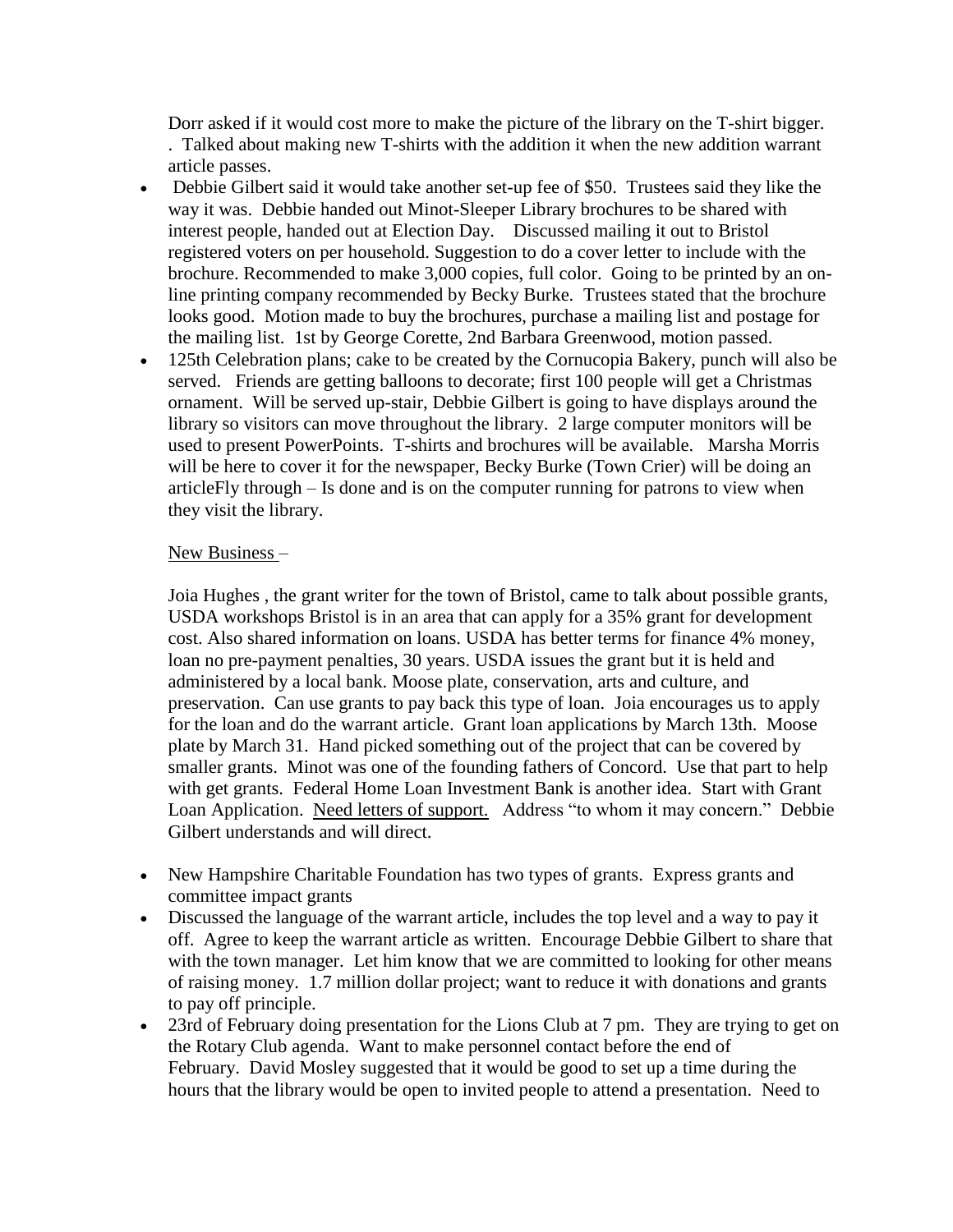Dorr asked if it would cost more to make the picture of the library on the T-shirt bigger. . Talked about making new T-shirts with the addition it when the new addition warrant article passes.

- Debbie Gilbert said it would take another set-up fee of $50. Trustees said they like the way it was. Debbie handed out Minot-Sleeper Library brochures to be shared with interest people, handed out at Election Day. Discussed mailing it out to Bristol registered voters on per household. Suggestion to do a cover letter to include with the brochure. Recommended to make 3,000 copies, full color. Going to be printed by an on-line printing company recommended by Becky Burke. Trustees stated that the brochure looks good. Motion made to buy the brochures, purchase a mailing list and postage for the mailing list. 1st by George Corette, 2nd Barbara Greenwood, motion passed.
- 125th Celebration plans; cake to be created by the Cornucopia Bakery, punch will also be served. Friends are getting balloons to decorate; first 100 people will get a Christmas ornament. Will be served up-stair, Debbie Gilbert is going to have displays around the library so visitors can move throughout the library. 2 large computer monitors will be used to present PowerPoints. T-shirts and brochures will be available. Marsha Morris will be here to cover it for the newspaper, Becky Burke (Town Crier) will be doing an articleFly through – Is done and is on the computer running for patrons to view when they visit the library.

New Business –

Joia Hughes , the grant writer for the town of Bristol, came to talk about possible grants, USDA workshops Bristol is in an area that can apply for a 35% grant for development cost. Also shared information on loans. USDA has better terms for finance 4% money, loan no pre-payment penalties, 30 years. USDA issues the grant but it is held and administered by a local bank. Moose plate, conservation, arts and culture, and preservation. Can use grants to pay back this type of loan. Joia encourages us to apply for the loan and do the warrant article. Grant loan applications by March 13th. Moose plate by March 31. Hand picked something out of the project that can be covered by smaller grants. Minot was one of the founding fathers of Concord. Use that part to help with get grants. Federal Home Loan Investment Bank is another idea. Start with Grant Loan Application. Need letters of support. Address "to whom it may concern." Debbie Gilbert understands and will direct.

- New Hampshire Charitable Foundation has two types of grants. Express grants and committee impact grants
- Discussed the language of the warrant article, includes the top level and a way to pay it off. Agree to keep the warrant article as written. Encourage Debbie Gilbert to share that with the town manager. Let him know that we are committed to looking for other means of raising money. 1.7 million dollar project; want to reduce it with donations and grants to pay off principle.
- 23rd of February doing presentation for the Lions Club at 7 pm. They are trying to get on the Rotary Club agenda. Want to make personnel contact before the end of February. David Mosley suggested that it would be good to set up a time during the hours that the library would be open to invited people to attend a presentation. Need to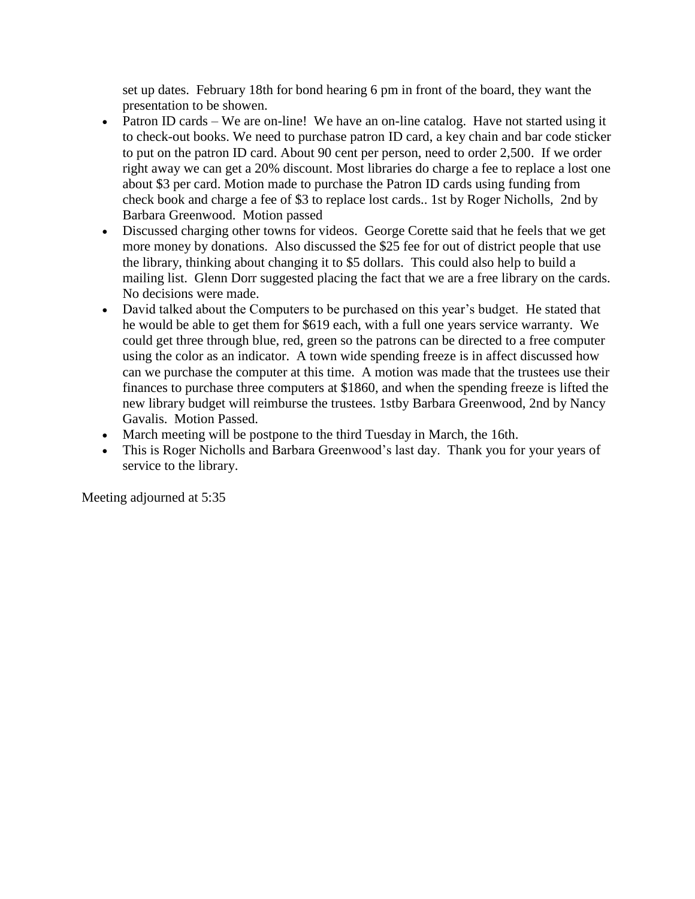set up dates. February 18th for bond hearing 6 pm in front of the board, they want the presentation to be showen.

- Patron ID cards – We are on-line! We have an on-line catalog. Have not started using it to check-out books. We need to purchase patron ID card, a key chain and bar code sticker to put on the patron ID card. About 90 cent per person, need to order 2,500. If we order right away we can get a 20% discount. Most libraries do charge a fee to replace a lost one about $3 per card. Motion made to purchase the Patron ID cards using funding from check book and charge a fee of $3 to replace lost cards.. 1st by Roger Nicholls, 2nd by Barbara Greenwood. Motion passed
- Discussed charging other towns for videos. George Corette said that he feels that we get more money by donations. Also discussed the $25 fee for out of district people that use the library, thinking about changing it to $5 dollars. This could also help to build a mailing list. Glenn Dorr suggested placing the fact that we are a free library on the cards. No decisions were made.
- David talked about the Computers to be purchased on this year's budget. He stated that he would be able to get them for $619 each, with a full one years service warranty. We could get three through blue, red, green so the patrons can be directed to a free computer using the color as an indicator. A town wide spending freeze is in affect discussed how can we purchase the computer at this time. A motion was made that the trustees use their finances to purchase three computers at $1860, and when the spending freeze is lifted the new library budget will reimburse the trustees. 1stby Barbara Greenwood, 2nd by Nancy Gavalis. Motion Passed.
- March meeting will be postpone to the third Tuesday in March, the 16th.
- This is Roger Nicholls and Barbara Greenwood's last day. Thank you for your years of service to the library.

Meeting adjourned at 5:35